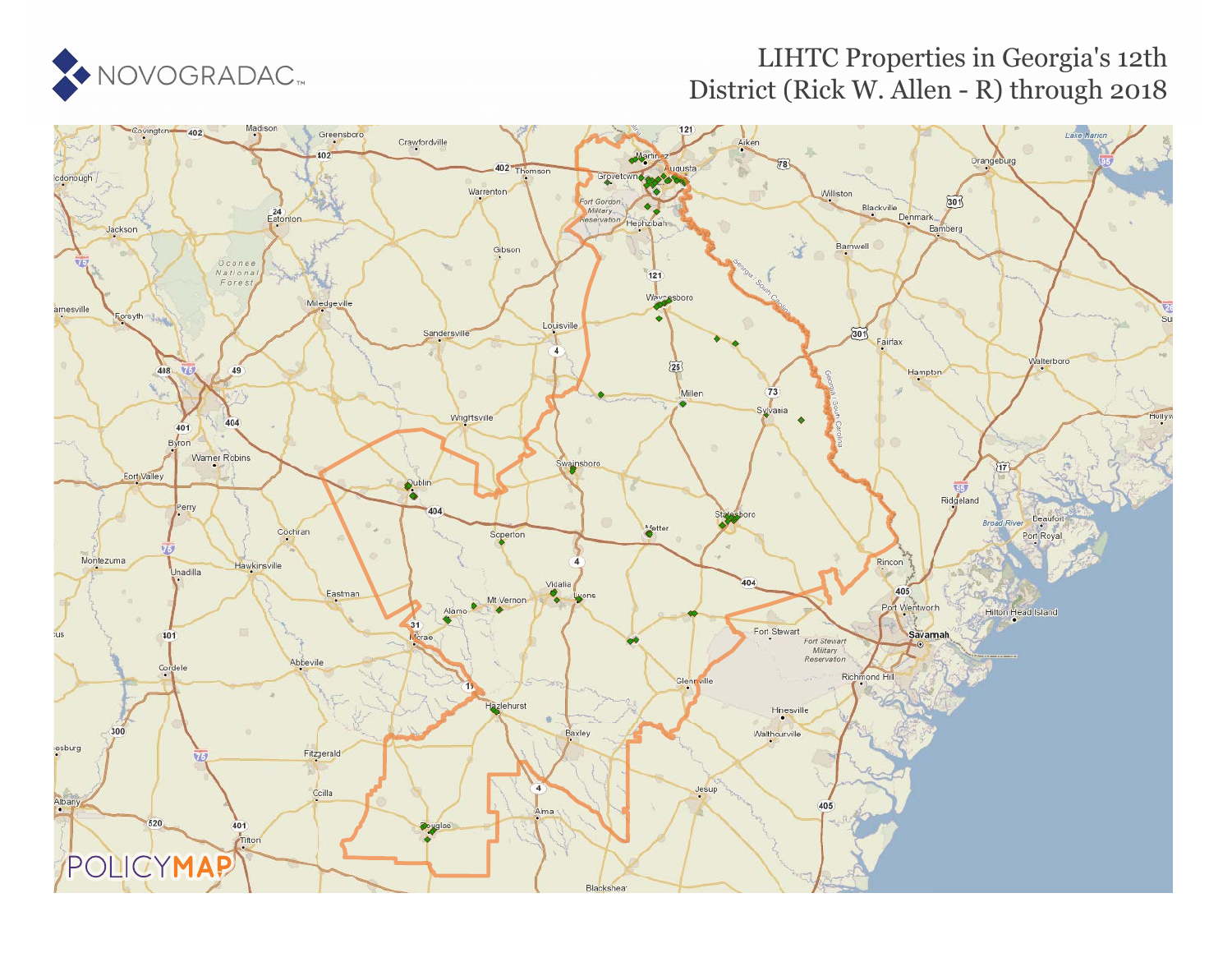# LIHTC Properties in Georgia's 12th District (Rick W. Allen - R) through 2018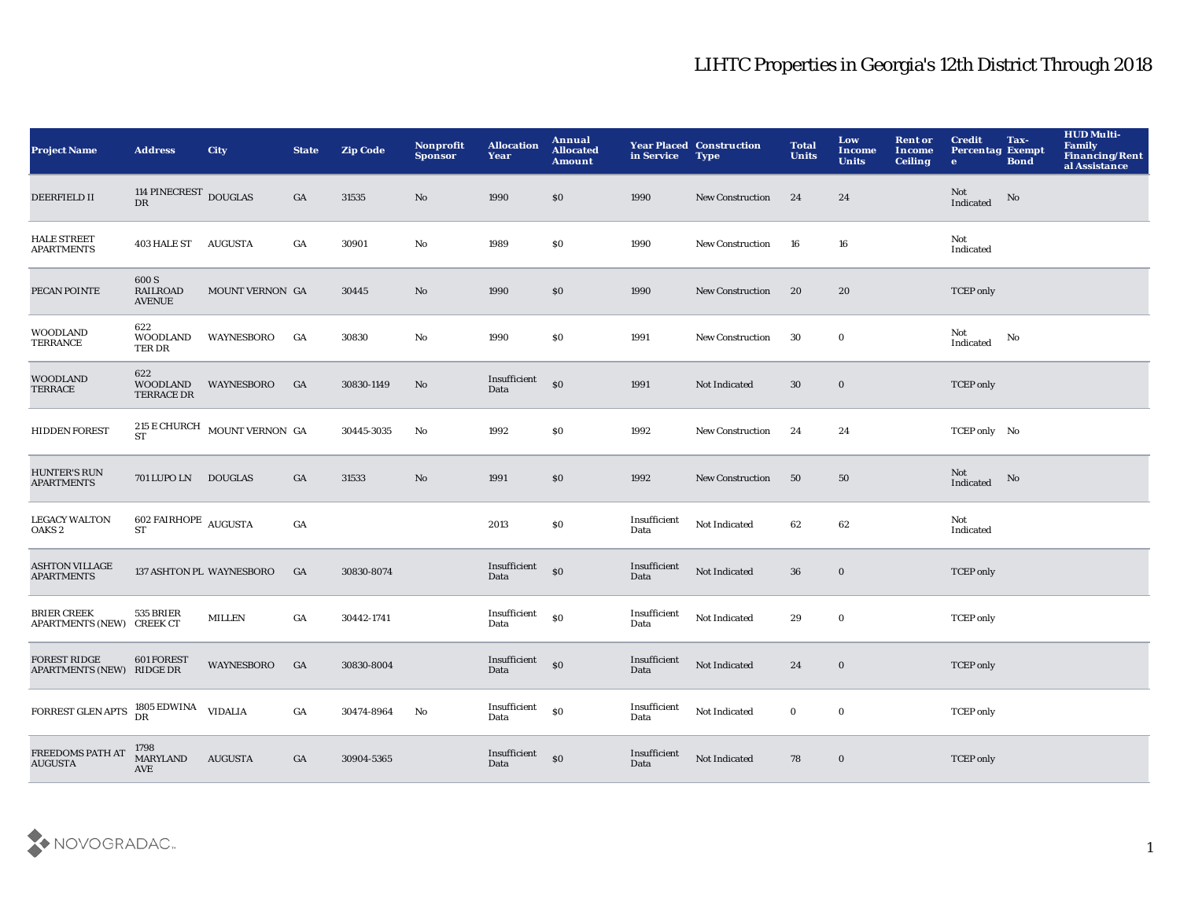# LIHTC Properties in Georgia's 12th District Through 2018

| Project Name | Address | City | State | Zip Code | Nonprofit Sponsor | Allocation Year | Annual Allocated Amount | Year Placed in Service | Construction Type | Total Units | Low Income Units | Rent or Income Ceiling | Credit Percentage | Tax-Exempt Bond | HUD Multi-Family Financing/Rental Assistance |
|---|---|---|---|---|---|---|---|---|---|---|---|---|---|---|---|
| DEERFIELD II | 114 PINECREST DR | DOUGLAS | GA | 31535 | No | 1990 | $0 | 1990 | New Construction | 24 | 24 | | Not Indicated | No | |
| HALE STREET APARTMENTS | 403 HALE ST | AUGUSTA | GA | 30901 | No | 1989 | $0 | 1990 | New Construction | 16 | 16 | | Not Indicated | | |
| PECAN POINTE | 600 S RAILROAD AVENUE | MOUNT VERNON | GA | 30445 | No | 1990 | $0 | 1990 | New Construction | 20 | 20 | | TCEP only | | |
| WOODLAND TERRANCE | 622 WOODLAND TER DR | WAYNESBORO | GA | 30830 | No | 1990 | $0 | 1991 | New Construction | 30 | 0 | | Not Indicated | No | |
| WOODLAND TERRACE | 622 WOODLAND TERRACE DR | WAYNESBORO | GA | 30830-1149 | No | Insufficient Data | $0 | 1991 | Not Indicated | 30 | 0 | | TCEP only | | |
| HIDDEN FOREST | 215 E CHURCH ST | MOUNT VERNON | GA | 30445-3035 | No | 1992 | $0 | 1992 | New Construction | 24 | 24 | | TCEP only | No | |
| HUNTER'S RUN APARTMENTS | 701 LUPO LN | DOUGLAS | GA | 31533 | No | 1991 | $0 | 1992 | New Construction | 50 | 50 | | Not Indicated | No | |
| LEGACY WALTON OAKS 2 | 602 FAIRHOPE ST | AUGUSTA | GA | | | 2013 | $0 | Insufficient Data | Not Indicated | 62 | 62 | | Not Indicated | | |
| ASHTON VILLAGE APARTMENTS | 137 ASHTON PL | WAYNESBORO | GA | 30830-8074 | | Insufficient Data | $0 | Insufficient Data | Not Indicated | 36 | 0 | | TCEP only | | |
| BRIER CREEK APARTMENTS (NEW) | 535 BRIER CREEK CT | MILLEN | GA | 30442-1741 | | Insufficient Data | $0 | Insufficient Data | Not Indicated | 29 | 0 | | TCEP only | | |
| FOREST RIDGE APARTMENTS (NEW) | 601 FOREST RIDGE DR | WAYNESBORO | GA | 30830-8004 | | Insufficient Data | $0 | Insufficient Data | Not Indicated | 24 | 0 | | TCEP only | | |
| FORREST GLEN APTS | 1805 EDWINA DR | VIDALIA | GA | 30474-8964 | No | Insufficient Data | $0 | Insufficient Data | Not Indicated | 0 | 0 | | TCEP only | | |
| FREEDOMS PATH AT AUGUSTA | 1798 MARYLAND AVE | AUGUSTA | GA | 30904-5365 | | Insufficient Data | $0 | Insufficient Data | Not Indicated | 78 | 0 | | TCEP only | | |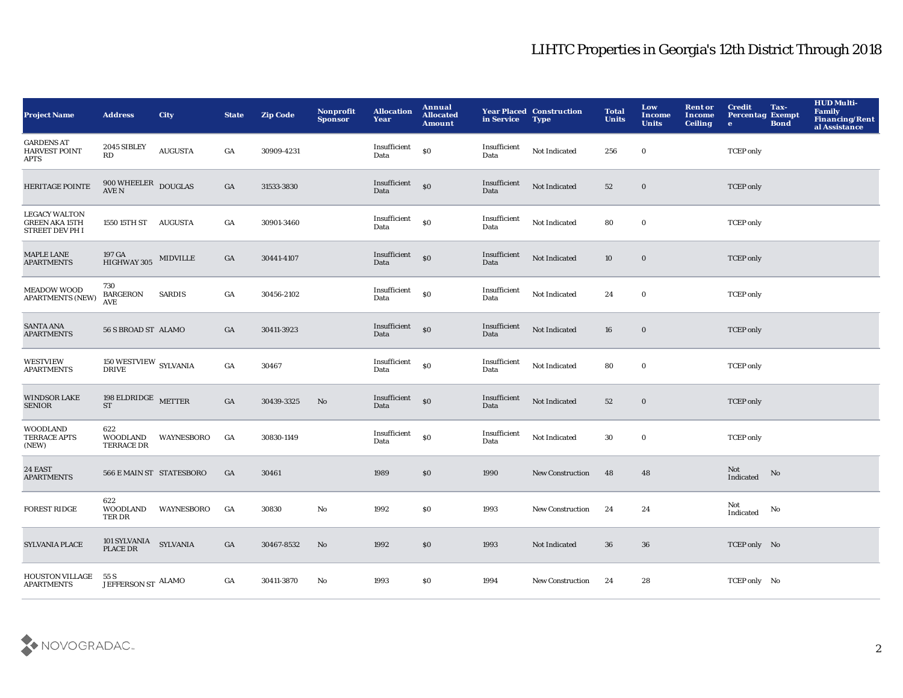# LIHTC Properties in Georgia's 12th District Through 2018

| Project Name | Address | City | State | Zip Code | Nonprofit Sponsor | Allocation Year | Annual Allocated Amount | Year Placed in Service | Construction Type | Total Units | Low Income Units | Rent or Income Ceiling | Credit Percentage | Tax-Exempt Bond | HUD Multi-Family Financing/Rental Assistance |
|---|---|---|---|---|---|---|---|---|---|---|---|---|---|---|---|
| GARDENS AT HARVEST POINT APTS | 2045 SIBLEY RD | AUGUSTA | GA | 30909-4231 | | Insufficient Data | $0 | Insufficient Data | Not Indicated | 256 | 0 | | TCEP only | | |
| HERITAGE POINTE | 900 WHEELER AVE N | DOUGLAS | GA | 31533-3830 | | Insufficient Data | $0 | Insufficient Data | Not Indicated | 52 | 0 | | TCEP only | | |
| LEGACY WALTON GREEN AKA 15TH STREET DEV PH I | 1550 15TH ST | AUGUSTA | GA | 30901-3460 | | Insufficient Data | $0 | Insufficient Data | Not Indicated | 80 | 0 | | TCEP only | | |
| MAPLE LANE APARTMENTS | 197 GA HIGHWAY 305 | MIDVILLE | GA | 30441-4107 | | Insufficient Data | $0 | Insufficient Data | Not Indicated | 10 | 0 | | TCEP only | | |
| MEADOW WOOD APARTMENTS (NEW) | 730 BARGERON AVE | SARDIS | GA | 30456-2102 | | Insufficient Data | $0 | Insufficient Data | Not Indicated | 24 | 0 | | TCEP only | | |
| SANTA ANA APARTMENTS | 56 S BROAD ST | ALAMO | GA | 30411-3923 | | Insufficient Data | $0 | Insufficient Data | Not Indicated | 16 | 0 | | TCEP only | | |
| WESTVIEW APARTMENTS | 150 WESTVIEW DRIVE | SYLVANIA | GA | 30467 | | Insufficient Data | $0 | Insufficient Data | Not Indicated | 80 | 0 | | TCEP only | | |
| WINDSOR LAKE SENIOR | 198 ELDRIDGE ST | METTER | GA | 30439-3325 | No | Insufficient Data | $0 | Insufficient Data | Not Indicated | 52 | 0 | | TCEP only | | |
| WOODLAND TERRACE APTS (NEW) | 622 WOODLAND TERRACE DR | WAYNESBORO | GA | 30830-1149 | | Insufficient Data | $0 | Insufficient Data | Not Indicated | 30 | 0 | | TCEP only | | |
| 24 EAST APARTMENTS | 566 E MAIN ST | STATESBORO | GA | 30461 | | 1989 | $0 | 1990 | New Construction | 48 | 48 | | Not Indicated | No | |
| FOREST RIDGE | 622 WOODLAND TER DR | WAYNESBORO | GA | 30830 | No | 1992 | $0 | 1993 | New Construction | 24 | 24 | | Not Indicated | No | |
| SYLVANIA PLACE | 101 SYLVANIA PLACE DR | SYLVANIA | GA | 30467-8532 | No | 1992 | $0 | 1993 | Not Indicated | 36 | 36 | | TCEP only | No | |
| HOUSTON VILLAGE APARTMENTS | 55 S JEFFERSON ST | ALAMO | GA | 30411-3870 | No | 1993 | $0 | 1994 | New Construction | 24 | 28 | | TCEP only | No | |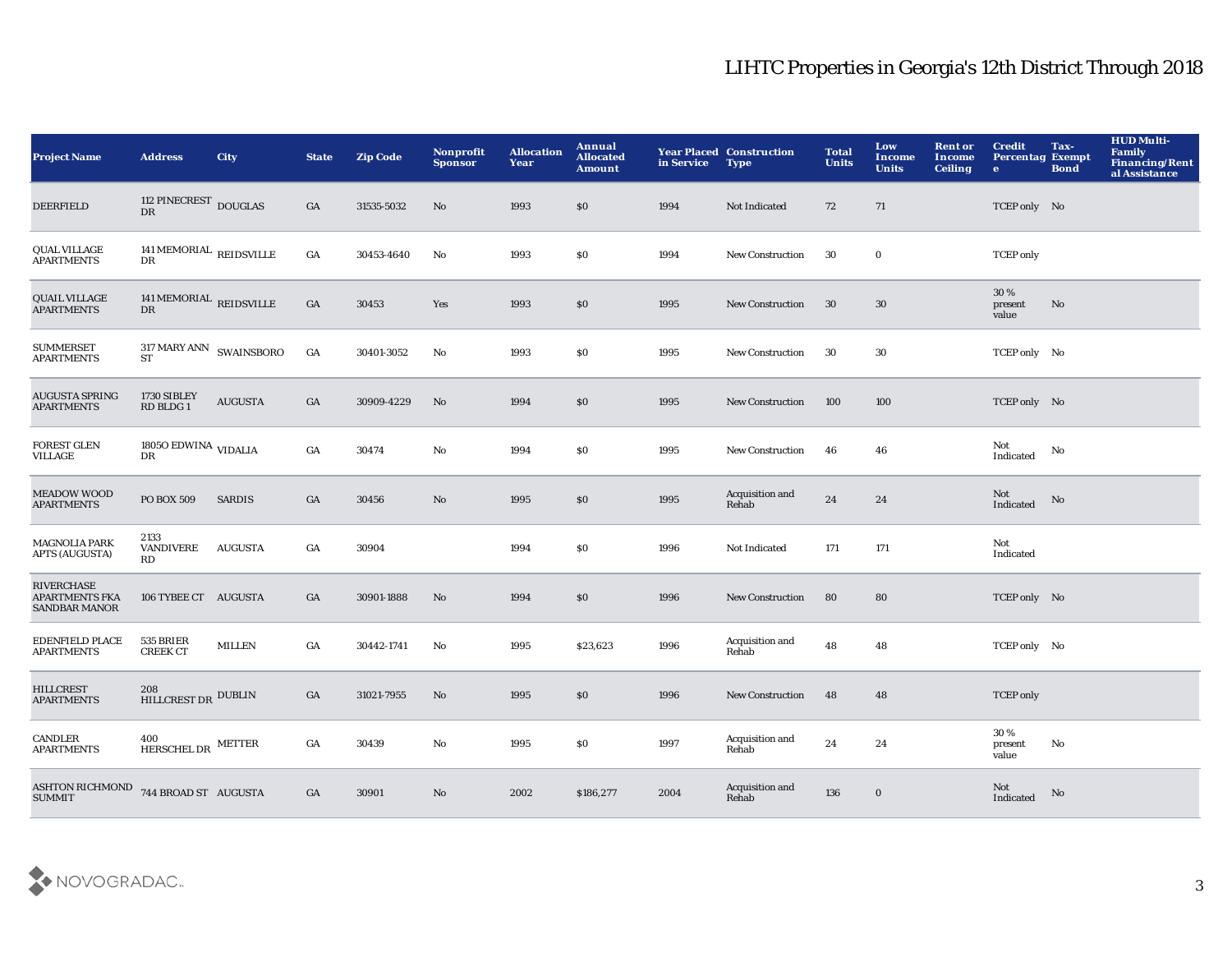# LIHTC Properties in Georgia's 12th District Through 2018

| Project Name | Address | City | State | Zip Code | Nonprofit Sponsor | Allocation Year | Annual Allocated Amount | Year Placed in Service | Construction Type | Total Units | Low Income Units | Rent or Income Ceiling | Credit Percentage | Tax-Exempt Bond | HUD Multi-Family Financing/Rental Assistance |
|---|---|---|---|---|---|---|---|---|---|---|---|---|---|---|---|
| DEERFIELD | 112 PINECREST DR | DOUGLAS | GA | 31535-5032 | No | 1993 | $0 | 1994 | Not Indicated | 72 | 71 | | TCEP only | No | |
| QUAL VILLAGE APARTMENTS | 141 MEMORIAL DR | REIDSVILLE | GA | 30453-4640 | No | 1993 | $0 | 1994 | New Construction | 30 | 0 | | TCEP only | | |
| QUAIL VILLAGE APARTMENTS | 141 MEMORIAL DR | REIDSVILLE | GA | 30453 | Yes | 1993 | $0 | 1995 | New Construction | 30 | 30 | | 30 % present value | No | |
| SUMMERSET APARTMENTS | 317 MARY ANN ST | SWAINSBORO | GA | 30401-3052 | No | 1993 | $0 | 1995 | New Construction | 30 | 30 | | TCEP only | No | |
| AUGUSTA SPRING APARTMENTS | 1730 SIBLEY RD BLDG 1 | AUGUSTA | GA | 30909-4229 | No | 1994 | $0 | 1995 | New Construction | 100 | 100 | | TCEP only | No | |
| FOREST GLEN VILLAGE | 1805O EDWINA DR | VIDALIA | GA | 30474 | No | 1994 | $0 | 1995 | New Construction | 46 | 46 | | Not Indicated | No | |
| MEADOW WOOD APARTMENTS | PO BOX 509 | SARDIS | GA | 30456 | No | 1995 | $0 | 1995 | Acquisition and Rehab | 24 | 24 | | Not Indicated | No | |
| MAGNOLIA PARK APTS (AUGUSTA) | 2133 VANDIVERE RD | AUGUSTA | GA | 30904 | | 1994 | $0 | 1996 | Not Indicated | 171 | 171 | | Not Indicated | | |
| RIVERCHASE APARTMENTS FKA SANDBAR MANOR | 106 TYBEE CT | AUGUSTA | GA | 30901-1888 | No | 1994 | $0 | 1996 | New Construction | 80 | 80 | | TCEP only | No | |
| EDENFIELD PLACE APARTMENTS | 535 BRIER CREEK CT | MILLEN | GA | 30442-1741 | No | 1995 | $23,623 | 1996 | Acquisition and Rehab | 48 | 48 | | TCEP only | No | |
| HILLCREST APARTMENTS | 208 HILLCREST DR | DUBLIN | GA | 31021-7955 | No | 1995 | $0 | 1996 | New Construction | 48 | 48 | | TCEP only | | |
| CANDLER APARTMENTS | 400 HERSCHEL DR | METTER | GA | 30439 | No | 1995 | $0 | 1997 | Acquisition and Rehab | 24 | 24 | | 30 % present value | No | |
| ASHTON RICHMOND SUMMIT | 744 BROAD ST | AUGUSTA | GA | 30901 | No | 2002 | $186,277 | 2004 | Acquisition and Rehab | 136 | 0 | | Not Indicated | No | |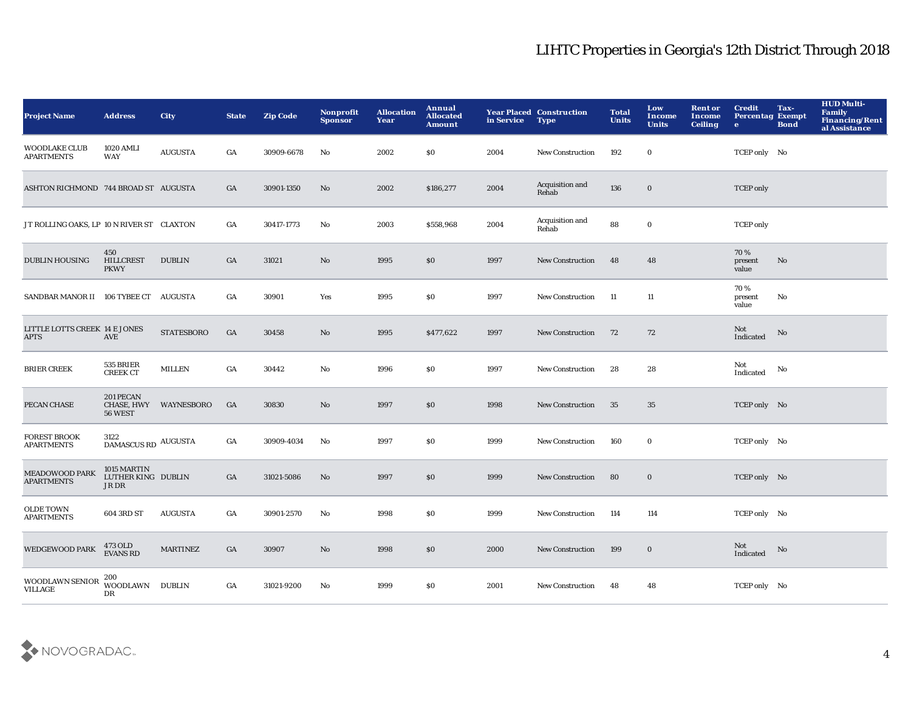# LIHTC Properties in Georgia's 12th District Through 2018

| Project Name | Address | City | State | Zip Code | Nonprofit Sponsor | Allocation Year | Annual Allocated Amount | Year Placed in Service | Construction Type | Total Units | Low Income Units | Rent or Income Ceiling | Credit Percentage | Tax-Exempt Bond | HUD Multi-Family Financing/Rental Assistance |
|---|---|---|---|---|---|---|---|---|---|---|---|---|---|---|---|
| WOODLAKE CLUB APARTMENTS | 1020 AMLI WAY | AUGUSTA | GA | 30909-6678 | No | 2002 | $0 | 2004 | New Construction | 192 | 0 | | TCEP only | No | |
| ASHTON RICHMOND | 744 BROAD ST | AUGUSTA | GA | 30901-1350 | No | 2002 | $186,277 | 2004 | Acquisition and Rehab | 136 | 0 | | TCEP only | | |
| J T ROLLING OAKS, LP | 10 N RIVER ST | CLAXTON | GA | 30417-1773 | No | 2003 | $558,968 | 2004 | Acquisition and Rehab | 88 | 0 | | TCEP only | | |
| DUBLIN HOUSING | 450 HILLCREST PKWY | DUBLIN | GA | 31021 | No | 1995 | $0 | 1997 | New Construction | 48 | 48 | | 70 % present value | No | |
| SANDBAR MANOR II | 106 TYBEE CT | AUGUSTA | GA | 30901 | Yes | 1995 | $0 | 1997 | New Construction | 11 | 11 | | 70 % present value | No | |
| LITTLE LOTTS CREEK APTS | 14 E JONES AVE | STATESBORO | GA | 30458 | No | 1995 | $477,622 | 1997 | New Construction | 72 | 72 | | Not Indicated | No | |
| BRIER CREEK | 535 BRIER CREEK CT | MILLEN | GA | 30442 | No | 1996 | $0 | 1997 | New Construction | 28 | 28 | | Not Indicated | No | |
| PECAN CHASE | 201 PECAN CHASE, HWY 56 WEST | WAYNESBORO | GA | 30830 | No | 1997 | $0 | 1998 | New Construction | 35 | 35 | | TCEP only | No | |
| FOREST BROOK APARTMENTS | 3122 DAMASCUS RD | AUGUSTA | GA | 30909-4034 | No | 1997 | $0 | 1999 | New Construction | 160 | 0 | | TCEP only | No | |
| MEADOWOOD PARK APARTMENTS | 1015 MARTIN LUTHER KING JR DR | DUBLIN | GA | 31021-5086 | No | 1997 | $0 | 1999 | New Construction | 80 | 0 | | TCEP only | No | |
| OLDE TOWN APARTMENTS | 604 3RD ST | AUGUSTA | GA | 30901-2570 | No | 1998 | $0 | 1999 | New Construction | 114 | 114 | | TCEP only | No | |
| WEDGEWOOD PARK | 473 OLD EVANS RD | MARTINEZ | GA | 30907 | No | 1998 | $0 | 2000 | New Construction | 199 | 0 | | Not Indicated | No | |
| WOODLAWN SENIOR VILLAGE | 200 WOODLAWN DR | DUBLIN | GA | 31021-9200 | No | 1999 | $0 | 2001 | New Construction | 48 | 48 | | TCEP only | No | |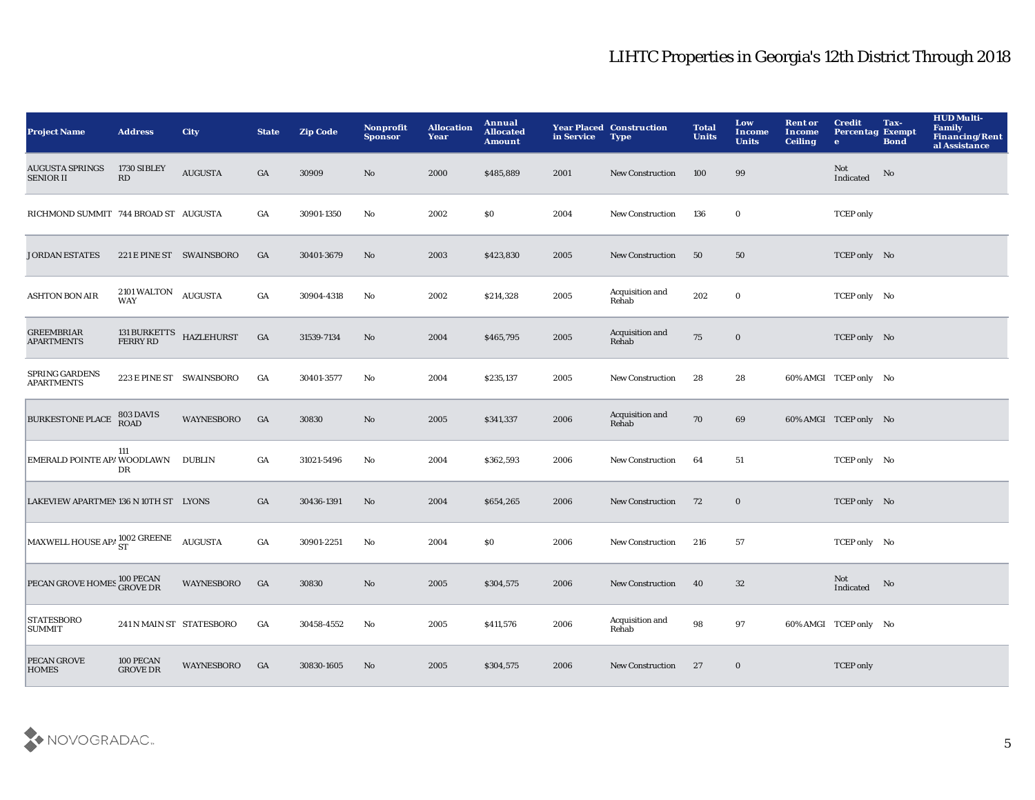# LIHTC Properties in Georgia's 12th District Through 2018

| Project Name | Address | City | State | Zip Code | Nonprofit Sponsor | Allocation Year | Annual Allocated Amount | Year Placed in Service | Construction Type | Total Units | Low Income Units | Rent or Income Ceiling | Credit Percentage | Tax-Exempt Bond | HUD Multi-Family Financing/Rental Assistance |
|---|---|---|---|---|---|---|---|---|---|---|---|---|---|---|---|
| AUGUSTA SPRINGS SENIOR II | 1730 SIBLEY RD | AUGUSTA | GA | 30909 | No | 2000 | $485,889 | 2001 | New Construction | 100 | 99 | | Not Indicated | No | |
| RICHMOND SUMMIT | 744 BROAD ST | AUGUSTA | GA | 30901-1350 | No | 2002 | $0 | 2004 | New Construction | 136 | 0 | | TCEP only | | |
| JORDAN ESTATES | 221 E PINE ST | SWAINSBORO | GA | 30401-3679 | No | 2003 | $423,830 | 2005 | New Construction | 50 | 50 | | TCEP only | No | |
| ASHTON BON AIR | 2101 WALTON WAY | AUGUSTA | GA | 30904-4318 | No | 2002 | $214,328 | 2005 | Acquisition and Rehab | 202 | 0 | | TCEP only | No | |
| GREEMBRIAR APARTMENTS | 131 BURKETTS FERRY RD | HAZLEHURST | GA | 31539-7134 | No | 2004 | $465,795 | 2005 | Acquisition and Rehab | 75 | 0 | | TCEP only | No | |
| SPRING GARDENS APARTMENTS | 223 E PINE ST | SWAINSBORO | GA | 30401-3577 | No | 2004 | $235,137 | 2005 | New Construction | 28 | 28 | 60% AMGI | TCEP only | No | |
| BURKESTONE PLACE | 803 DAVIS ROAD | WAYNESBORO | GA | 30830 | No | 2005 | $341,337 | 2006 | Acquisition and Rehab | 70 | 69 | 60% AMGI | TCEP only | No | |
| EMERALD POINTE APA | 111 WOODLAWN DR | DUBLIN | GA | 31021-5496 | No | 2004 | $362,593 | 2006 | New Construction | 64 | 51 | | TCEP only | No | |
| LAKEVIEW APARTMEN | 136 N 10TH ST | LYONS | GA | 30436-1391 | No | 2004 | $654,265 | 2006 | New Construction | 72 | 0 | | TCEP only | No | |
| MAXWELL HOUSE APA | 1002 GREENE ST | AUGUSTA | GA | 30901-2251 | No | 2004 | $0 | 2006 | New Construction | 216 | 57 | | TCEP only | No | |
| PECAN GROVE HOMES | 100 PECAN GROVE DR | WAYNESBORO | GA | 30830 | No | 2005 | $304,575 | 2006 | New Construction | 40 | 32 | | Not Indicated | No | |
| STATESBORO SUMMIT | 241 N MAIN ST | STATESBORO | GA | 30458-4552 | No | 2005 | $411,576 | 2006 | Acquisition and Rehab | 98 | 97 | 60% AMGI | TCEP only | No | |
| PECAN GROVE HOMES | 100 PECAN GROVE DR | WAYNESBORO | GA | 30830-1605 | No | 2005 | $304,575 | 2006 | New Construction | 27 | 0 | | TCEP only | | |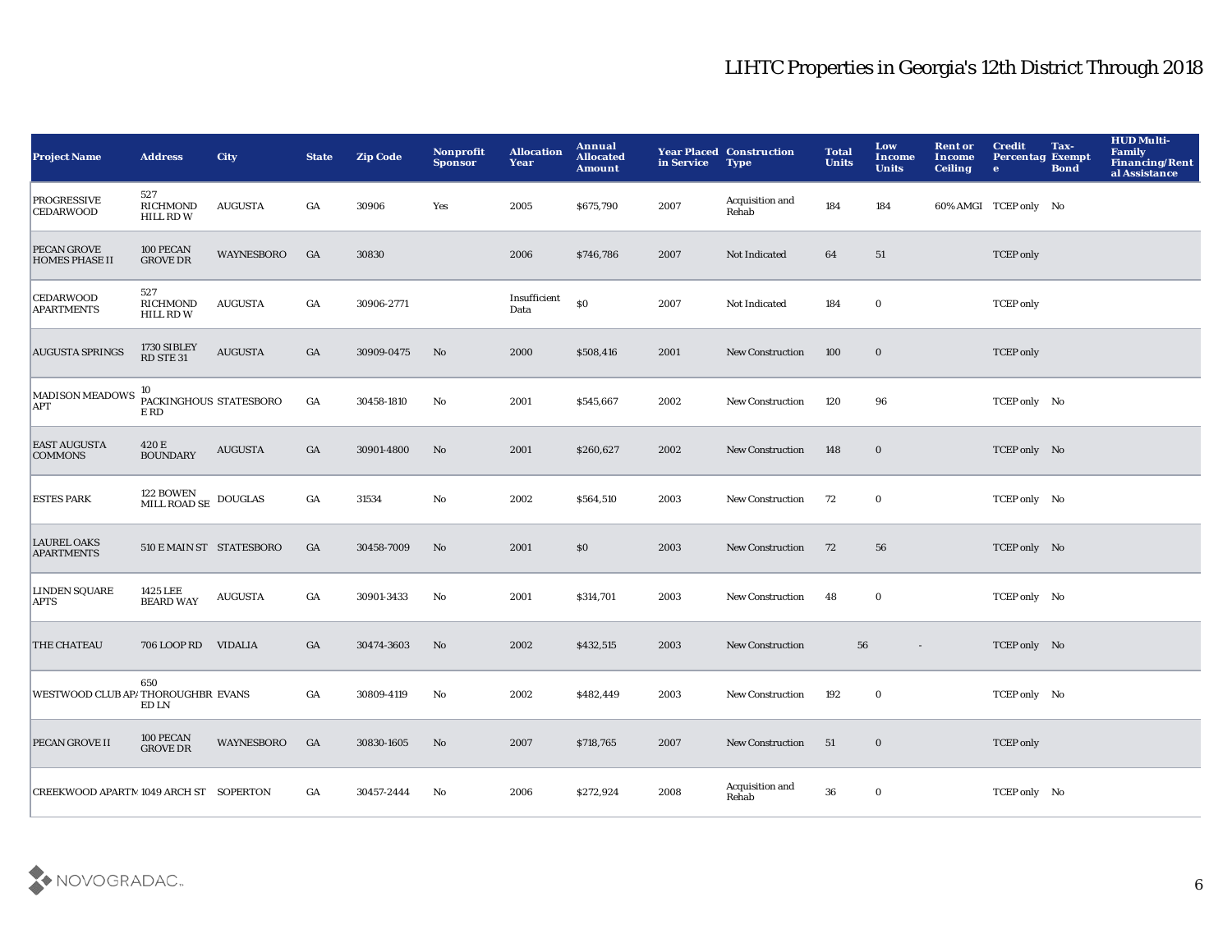# LIHTC Properties in Georgia's 12th District Through 2018

| Project Name | Address | City | State | Zip Code | Nonprofit Sponsor | Allocation Year | Annual Allocated Amount | Year Placed in Service | Construction Type | Total Units | Low Income Units | Rent or Income Ceiling | Credit Percentage | Tax-Exempt Bond | HUD Multi-Family Financing/Rental Assistance |
|---|---|---|---|---|---|---|---|---|---|---|---|---|---|---|---|
| PROGRESSIVE CEDARWOOD | 527 RICHMOND HILL RD W | AUGUSTA | GA | 30906 | Yes | 2005 | $675,790 | 2007 | Acquisition and Rehab | 184 | 184 | 60% AMGI | TCEP only | No | |
| PECAN GROVE HOMES PHASE II | 100 PECAN GROVE DR | WAYNESBORO | GA | 30830 | | 2006 | $746,786 | 2007 | Not Indicated | 64 | 51 | | TCEP only | | |
| CEDARWOOD APARTMENTS | 527 RICHMOND HILL RD W | AUGUSTA | GA | 30906-2771 | | Insufficient Data | $0 | 2007 | Not Indicated | 184 | 0 | | TCEP only | | |
| AUGUSTA SPRINGS | 1730 SIBLEY RD STE 31 | AUGUSTA | GA | 30909-0475 | No | 2000 | $508,416 | 2001 | New Construction | 100 | 0 | | TCEP only | | |
| MADISON MEADOWS APT | 10 PACKINGHOUSE RD | STATESBORO | GA | 30458-1810 | No | 2001 | $545,667 | 2002 | New Construction | 120 | 96 | | TCEP only | No | |
| EAST AUGUSTA COMMONS | 420 E BOUNDARY | AUGUSTA | GA | 30901-4800 | No | 2001 | $260,627 | 2002 | New Construction | 148 | 0 | | TCEP only | No | |
| ESTES PARK | 122 BOWEN MILL ROAD SE | DOUGLAS | GA | 31534 | No | 2002 | $564,510 | 2003 | New Construction | 72 | 0 | | TCEP only | No | |
| LAUREL OAKS APARTMENTS | 510 E MAIN ST | STATESBORO | GA | 30458-7009 | No | 2001 | $0 | 2003 | New Construction | 72 | 56 | | TCEP only | No | |
| LINDEN SQUARE APTS | 1425 LEE BEARD WAY | AUGUSTA | GA | 30901-3433 | No | 2001 | $314,701 | 2003 | New Construction | 48 | 0 | | TCEP only | No | |
| THE CHATEAU | 706 LOOP RD | VIDALIA | GA | 30474-3603 | No | 2002 | $432,515 | 2003 | New Construction | 56 | - | | TCEP only | No | |
| WESTWOOD CLUB AP/ | 650 THOROUGHBRED LN | EVANS | GA | 30809-4119 | No | 2002 | $482,449 | 2003 | New Construction | 192 | 0 | | TCEP only | No | |
| PECAN GROVE II | 100 PECAN GROVE DR | WAYNESBORO | GA | 30830-1605 | No | 2007 | $718,765 | 2007 | New Construction | 51 | 0 | | TCEP only | | |
| CREEKWOOD APARTM | 1049 ARCH ST | SOPERTON | GA | 30457-2444 | No | 2006 | $272,924 | 2008 | Acquisition and Rehab | 36 | 0 | | TCEP only | No | |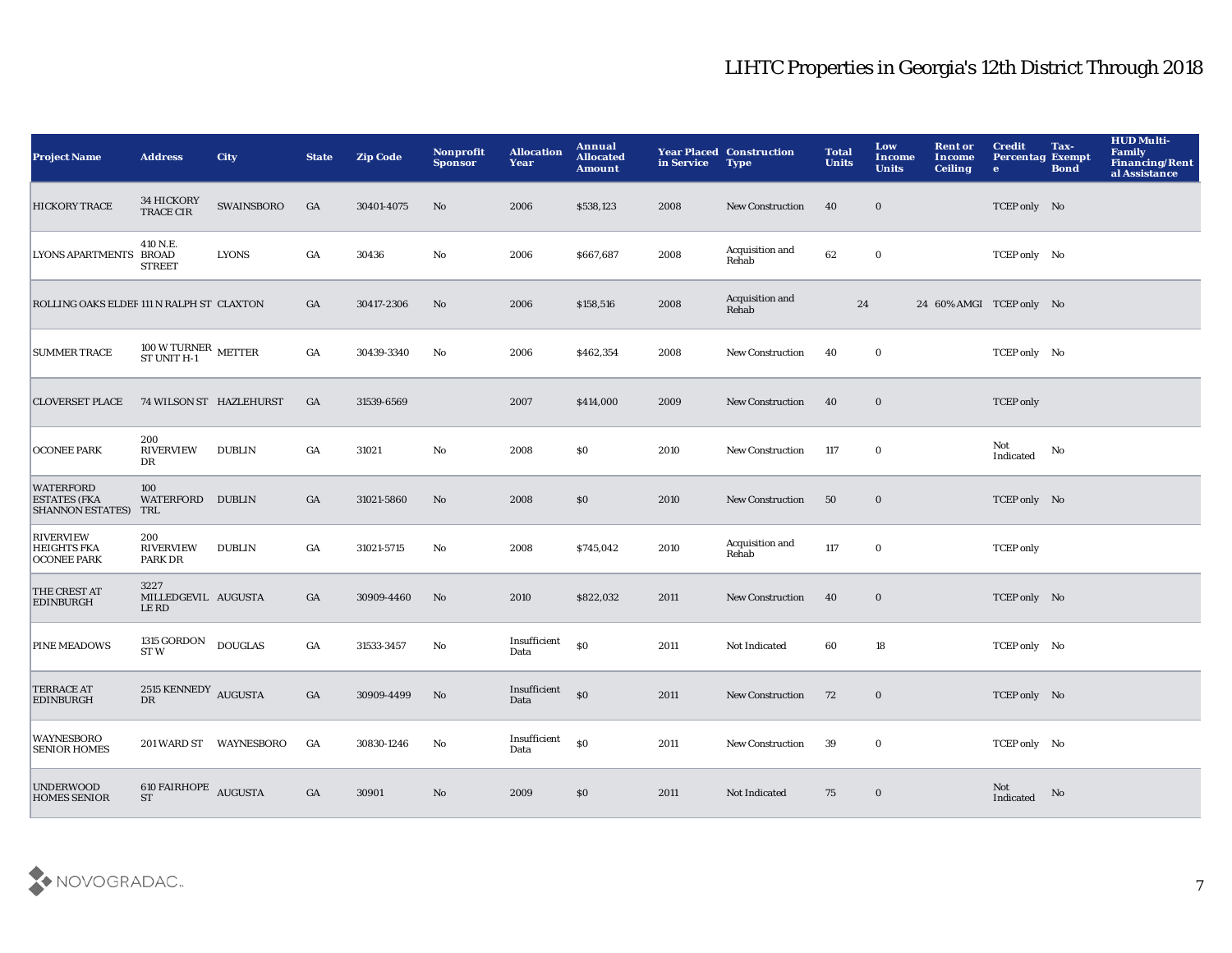# LIHTC Properties in Georgia's 12th District Through 2018

| Project Name | Address | City | State | Zip Code | Nonprofit Sponsor | Allocation Year | Annual Allocated Amount | Year Placed in Service | Construction Type | Total Units | Low Income Units | Rent or Income Ceiling | Credit Percentage | Tax-Exempt Bond | HUD Multi-Family Financing/Rental Assistance |
|---|---|---|---|---|---|---|---|---|---|---|---|---|---|---|---|
| HICKORY TRACE | 34 HICKORY TRACE CIR | SWAINSBORO | GA | 30401-4075 | No | 2006 | $538,123 | 2008 | New Construction | 40 | 0 | | TCEP only | No | |
| LYONS APARTMENTS | 410 N.E. BROAD STREET | LYONS | GA | 30436 | No | 2006 | $667,687 | 2008 | Acquisition and Rehab | 62 | 0 | | TCEP only | No | |
| ROLLING OAKS ELDEF | 111 N RALPH ST | CLAXTON | GA | 30417-2306 | No | 2006 | $158,516 | 2008 | Acquisition and Rehab | 24 | 24 | 60% AMGI | TCEP only | No | |
| SUMMER TRACE | 100 W TURNER ST UNIT H-1 | METTER | GA | 30439-3340 | No | 2006 | $462,354 | 2008 | New Construction | 40 | 0 | | TCEP only | No | |
| CLOVERSET PLACE | 74 WILSON ST | HAZLEHURST | GA | 31539-6569 | | 2007 | $414,000 | 2009 | New Construction | 40 | 0 | | TCEP only | | |
| OCONEE PARK | 200 RIVERVIEW DR | DUBLIN | GA | 31021 | No | 2008 | $0 | 2010 | New Construction | 117 | 0 | | Not Indicated | No | |
| WATERFORD ESTATES (FKA SHANNON ESTATES) | 100 WATERFORD TRL | DUBLIN | GA | 31021-5860 | No | 2008 | $0 | 2010 | New Construction | 50 | 0 | | TCEP only | No | |
| RIVERVIEW HEIGHTS FKA OCONEE PARK | 200 RIVERVIEW PARK DR | DUBLIN | GA | 31021-5715 | No | 2008 | $745,042 | 2010 | Acquisition and Rehab | 117 | 0 | | TCEP only | | |
| THE CREST AT EDINBURGH | 3227 MILLEDGEVILLE RD | AUGUSTA | GA | 30909-4460 | No | 2010 | $822,032 | 2011 | New Construction | 40 | 0 | | TCEP only | No | |
| PINE MEADOWS | 1315 GORDON ST W | DOUGLAS | GA | 31533-3457 | No | Insufficient Data | $0 | 2011 | Not Indicated | 60 | 18 | | TCEP only | No | |
| TERRACE AT EDINBURGH | 2515 KENNEDY DR | AUGUSTA | GA | 30909-4499 | No | Insufficient Data | $0 | 2011 | New Construction | 72 | 0 | | TCEP only | No | |
| WAYNESBORO SENIOR HOMES | 201 WARD ST | WAYNESBORO | GA | 30830-1246 | No | Insufficient Data | $0 | 2011 | New Construction | 39 | 0 | | TCEP only | No | |
| UNDERWOOD HOMES SENIOR | 610 FAIRHOPE ST | AUGUSTA | GA | 30901 | No | 2009 | $0 | 2011 | Not Indicated | 75 | 0 | | Not Indicated | No | |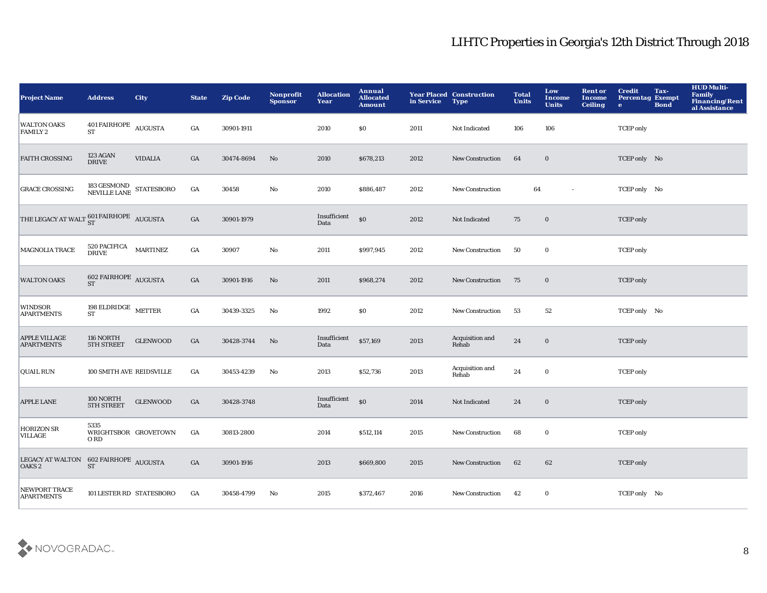# LIHTC Properties in Georgia's 12th District Through 2018

| Project Name | Address | City | State | Zip Code | Nonprofit Sponsor | Allocation Year | Annual Allocated Amount | Year Placed in Service | Construction Type | Total Units | Low Income Units | Rent or Income Ceiling | Credit Percentage | Tax-Exempt Bond | HUD Multi-Family Financing/Rental Assistance |
|---|---|---|---|---|---|---|---|---|---|---|---|---|---|---|---|
| WALTON OAKS FAMILY 2 | 401 FAIRHOPE ST | AUGUSTA | GA | 30901-1911 | | 2010 | $0 | 2011 | Not Indicated | 106 | 106 | | TCEP only | | |
| FAITH CROSSING | 123 AGAN DRIVE | VIDALIA | GA | 30474-8694 | No | 2010 | $678,213 | 2012 | New Construction | 64 | 0 | | TCEP only | No | |
| GRACE CROSSING | 183 GESMOND NEVILLE LANE | STATESBORO | GA | 30458 | No | 2010 | $886,487 | 2012 | New Construction | 64 | - | | TCEP only | No | |
| THE LEGACY AT WALT | 601 FAIRHOPE ST | AUGUSTA | GA | 30901-1979 | | Insufficient Data | $0 | 2012 | Not Indicated | 75 | 0 | | TCEP only | | |
| MAGNOLIA TRACE | 520 PACIFICA DRIVE | MARTINEZ | GA | 30907 | No | 2011 | $997,945 | 2012 | New Construction | 50 | 0 | | TCEP only | | |
| WALTON OAKS | 602 FAIRHOPE ST | AUGUSTA | GA | 30901-1916 | No | 2011 | $968,274 | 2012 | New Construction | 75 | 0 | | TCEP only | | |
| WINDSOR APARTMENTS | 198 ELDRIDGE ST | METTER | GA | 30439-3325 | No | 1992 | $0 | 2012 | New Construction | 53 | 52 | | TCEP only | No | |
| APPLE VILLAGE APARTMENTS | 116 NORTH 5TH STREET | GLENWOOD | GA | 30428-3744 | No | Insufficient Data | $57,169 | 2013 | Acquisition and Rehab | 24 | 0 | | TCEP only | | |
| QUAIL RUN | 100 SMITH AVE | REIDSVILLE | GA | 30453-4239 | No | 2013 | $52,736 | 2013 | Acquisition and Rehab | 24 | 0 | | TCEP only | | |
| APPLE LANE | 100 NORTH 5TH STREET | GLENWOOD | GA | 30428-3748 | | Insufficient Data | $0 | 2014 | Not Indicated | 24 | 0 | | TCEP only | | |
| HORIZON SR VILLAGE | 5335 WRIGHTSBORO RD | GROVETOWN | GA | 30813-2800 | | 2014 | $512,114 | 2015 | New Construction | 68 | 0 | | TCEP only | | |
| LEGACY AT WALTON OAKS 2 | 602 FAIRHOPE ST | AUGUSTA | GA | 30901-1916 | | 2013 | $669,800 | 2015 | New Construction | 62 | 62 | | TCEP only | | |
| NEWPORT TRACE APARTMENTS | 101 LESTER RD | STATESBORO | GA | 30458-4799 | No | 2015 | $372,467 | 2016 | New Construction | 42 | 0 | | TCEP only | No | |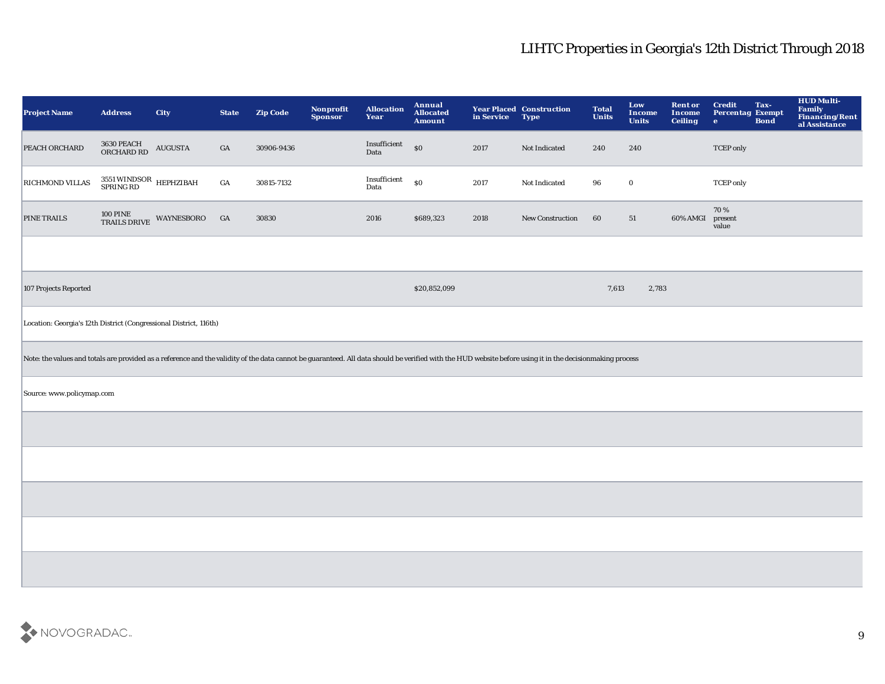# LIHTC Properties in Georgia's 12th District Through 2018

| Project Name | Address | City | State | Zip Code | Nonprofit Sponsor | Allocation Year | Annual Allocated Amount | Year Placed in Service | Construction Type | Total Units | Low Income Units | Rent or Income Ceiling | Credit Percentage | Tax-Exempt Bond | HUD Multi-Family Financing/Rental Assistance |
|---|---|---|---|---|---|---|---|---|---|---|---|---|---|---|---|
| PEACH ORCHARD | 3630 PEACH ORCHARD RD | AUGUSTA | GA | 30906-9436 | | Insufficient Data | $0 | 2017 | Not Indicated | 240 | 240 | | TCEP only | | |
| RICHMOND VILLAS | 3551 WINDSOR SPRING RD | HEPHZIBAH | GA | 30815-7132 | | Insufficient Data | $0 | 2017 | Not Indicated | 96 | 0 | | TCEP only | | |
| PINE TRAILS | 100 PINE TRAILS DRIVE | WAYNESBORO | GA | 30830 | | 2016 | $689,323 | 2018 | New Construction | 60 | 51 | 60% AMGI | 70 % present value | | |
| | | | | | | | | | | | | | | | |
| 107 Projects Reported | | | | | | | $20,852,099 | | | 7,613 | 2,783 | | | | |

Location: Georgia's 12th District (Congressional District, 116th)

Note: the values and totals are provided as a reference and the validity of the data cannot be guaranteed. All data should be verified with the HUD website before using it in the decisionmaking process

Source: www.policymap.com